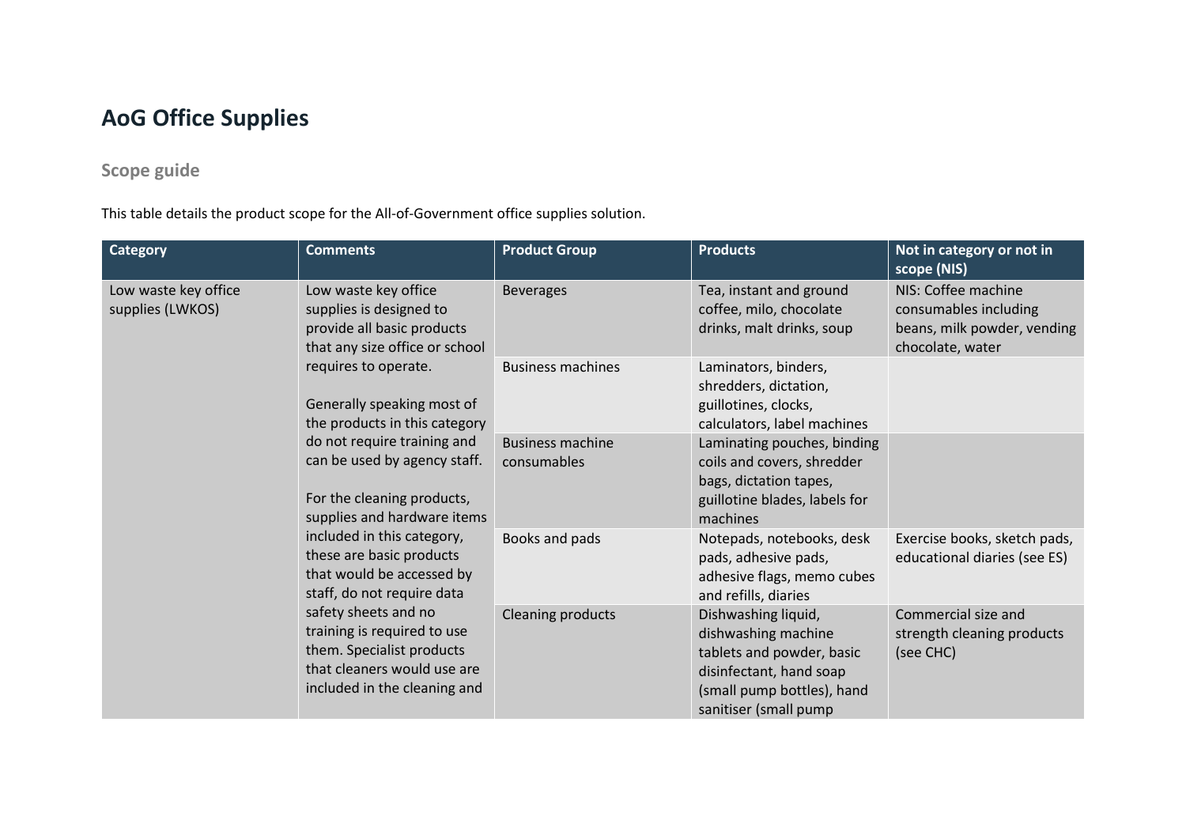# AoG Office Supplies

## Scope guide

This table details the product scope for the All-of-Government office supplies solution.

| Category | Comments | Product Group | Products | Not in category or not in scope (NIS) |
|---|---|---|---|---|
| Low waste key office supplies (LWKOS) | Low waste key office supplies is designed to provide all basic products that any size office or school requires to operate.<br><br>Generally speaking most of the products in this category do not require training and can be used by agency staff.<br><br>For the cleaning products, supplies and hardware items included in this category, these are basic products that would be accessed by staff, do not require data safety sheets and no training is required to use them. Specialist products that cleaners would use are included in the cleaning and | Beverages | Tea, instant and ground coffee, milo, chocolate drinks, malt drinks, soup | NIS: Coffee machine consumables including beans, milk powder, vending chocolate, water |
| | | Business machines | Laminators, binders, shredders, dictation, guillotines, clocks, calculators, label machines | |
| | | Business machine consumables | Laminating pouches, binding coils and covers, shredder bags, dictation tapes, guillotine blades, labels for machines | |
| | | Books and pads | Notepads, notebooks, desk pads, adhesive pads, adhesive flags, memo cubes and refills, diaries | Exercise books, sketch pads, educational diaries (see ES) |
| | | Cleaning products | Dishwashing liquid, dishwashing machine tablets and powder, basic disinfectant, hand soap (small pump bottles), hand sanitiser (small pump | Commercial size and strength cleaning products (see CHC) |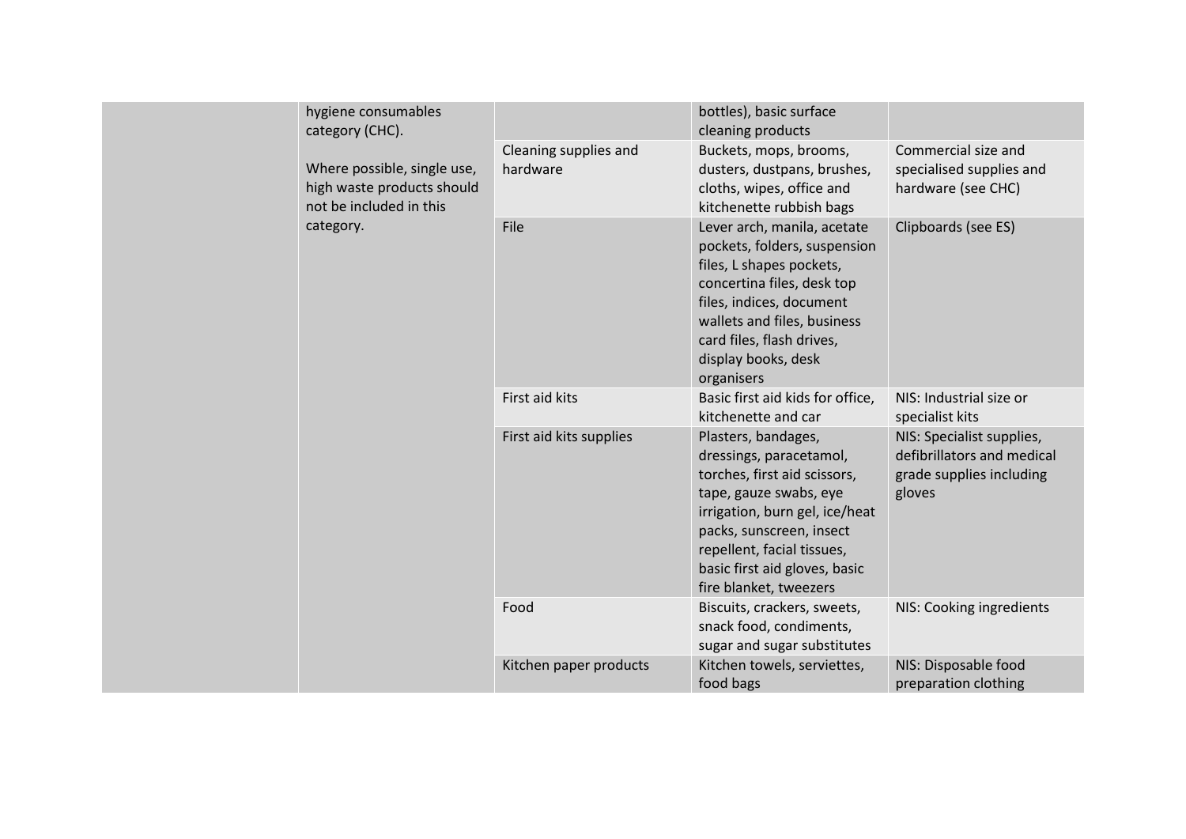| | | | | |
|---|---|---|---|---|
| | hygiene consumables category (CHC).<br><br>Where possible, single use, high waste products should not be included in this category. | | bottles), basic surface cleaning products | |
| | | Cleaning supplies and hardware | Buckets, mops, brooms, dusters, dustpans, brushes, cloths, wipes, office and kitchenette rubbish bags | Commercial size and specialised supplies and hardware (see CHC) |
| | | File | Lever arch, manila, acetate pockets, folders, suspension files, L shapes pockets, concertina files, desk top files, indices, document wallets and files, business card files, flash drives, display books, desk organisers | Clipboards (see ES) |
| | | First aid kits | Basic first aid kids for office, kitchenette and car | NIS: Industrial size or specialist kits |
| | | First aid kits supplies | Plasters, bandages, dressings, paracetamol, torches, first aid scissors, tape, gauze swabs, eye irrigation, burn gel, ice/heat packs, sunscreen, insect repellent, facial tissues, basic first aid gloves, basic fire blanket, tweezers | NIS: Specialist supplies, defibrillators and medical grade supplies including gloves |
| | | Food | Biscuits, crackers, sweets, snack food, condiments, sugar and sugar substitutes | NIS: Cooking ingredients |
| | | Kitchen paper products | Kitchen towels, serviettes, food bags | NIS: Disposable food preparation clothing |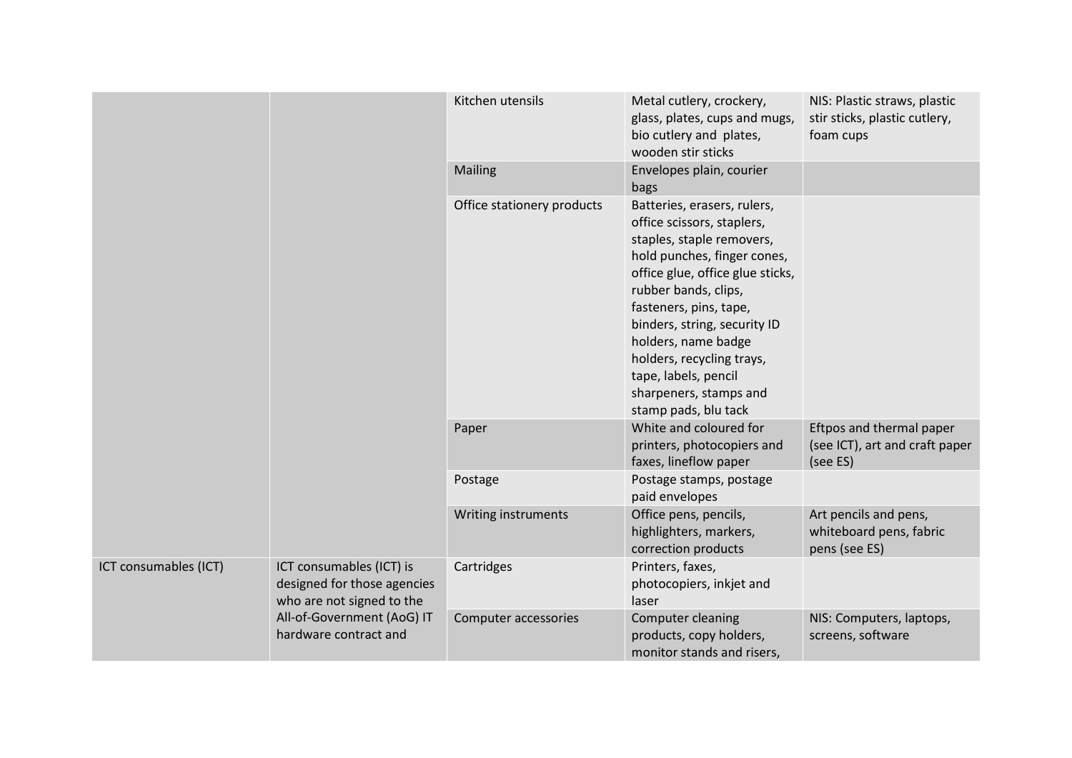| | | Kitchen utensils | Metal cutlery, crockery, glass, plates, cups and mugs, bio cutlery and plates, wooden stir sticks | NIS: Plastic straws, plastic stir sticks, plastic cutlery, foam cups |
|---|---|---|---|---|
| | | Mailing | Envelopes plain, courier bags | |
| | | Office stationery products | Batteries, erasers, rulers, office scissors, staplers, staples, staple removers, hold punches, finger cones, office glue, office glue sticks, rubber bands, clips, fasteners, pins, tape, binders, string, security ID holders, name badge holders, recycling trays, tape, labels, pencil sharpeners, stamps and stamp pads, blu tack | |
| | | Paper | White and coloured for printers, photocopiers and faxes, lineflow paper | Eftpos and thermal paper (see ICT), art and craft paper (see ES) |
| | | Postage | Postage stamps, postage paid envelopes | |
| | | Writing instruments | Office pens, pencils, highlighters, markers, correction products | Art pencils and pens, whiteboard pens, fabric pens (see ES) |
| ICT consumables (ICT) | ICT consumables (ICT) is designed for those agencies who are not signed to the All-of-Government (AoG) IT hardware contract and | Cartridges | Printers, faxes, photocopiers, inkjet and laser | |
| | | Computer accessories | Computer cleaning products, copy holders, monitor stands and risers, | NIS: Computers, laptops, screens, software |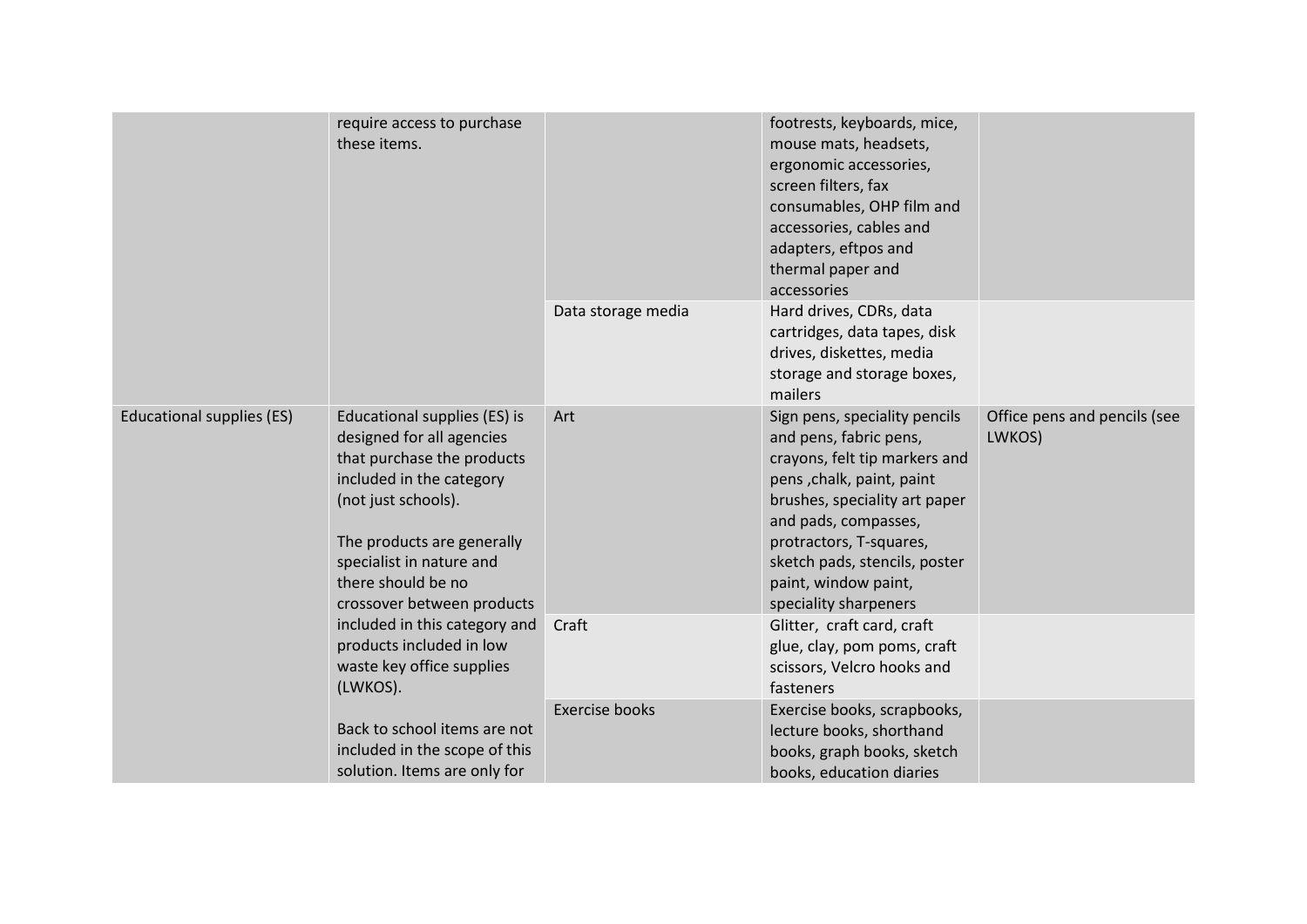| | | | | |
|---|---|---|---|---|
| | require access to purchase these items. | | footrests, keyboards, mice, mouse mats, headsets, ergonomic accessories, screen filters, fax consumables, OHP film and accessories, cables and adapters, eftpos and thermal paper and accessories | |
| | | Data storage media | Hard drives, CDRs, data cartridges, data tapes, disk drives, diskettes, media storage and storage boxes, mailers | |
| Educational supplies (ES) | Educational supplies (ES) is designed for all agencies that purchase the products included in the category (not just schools).<br><br>The products are generally specialist in nature and there should be no crossover between products included in this category and products included in low waste key office supplies (LWKOS).<br><br>Back to school items are not included in the scope of this solution. Items are only for | Art | Sign pens, speciality pencils and pens, fabric pens, crayons, felt tip markers and pens ,chalk, paint, paint brushes, speciality art paper and pads, compasses, protractors, T-squares, sketch pads, stencils, poster paint, window paint, speciality sharpeners | Office pens and pencils (see LWKOS) |
| | | Craft | Glitter, craft card, craft glue, clay, pom poms, craft scissors, Velcro hooks and fasteners | |
| | | Exercise books | Exercise books, scrapbooks, lecture books, shorthand books, graph books, sketch books, education diaries | |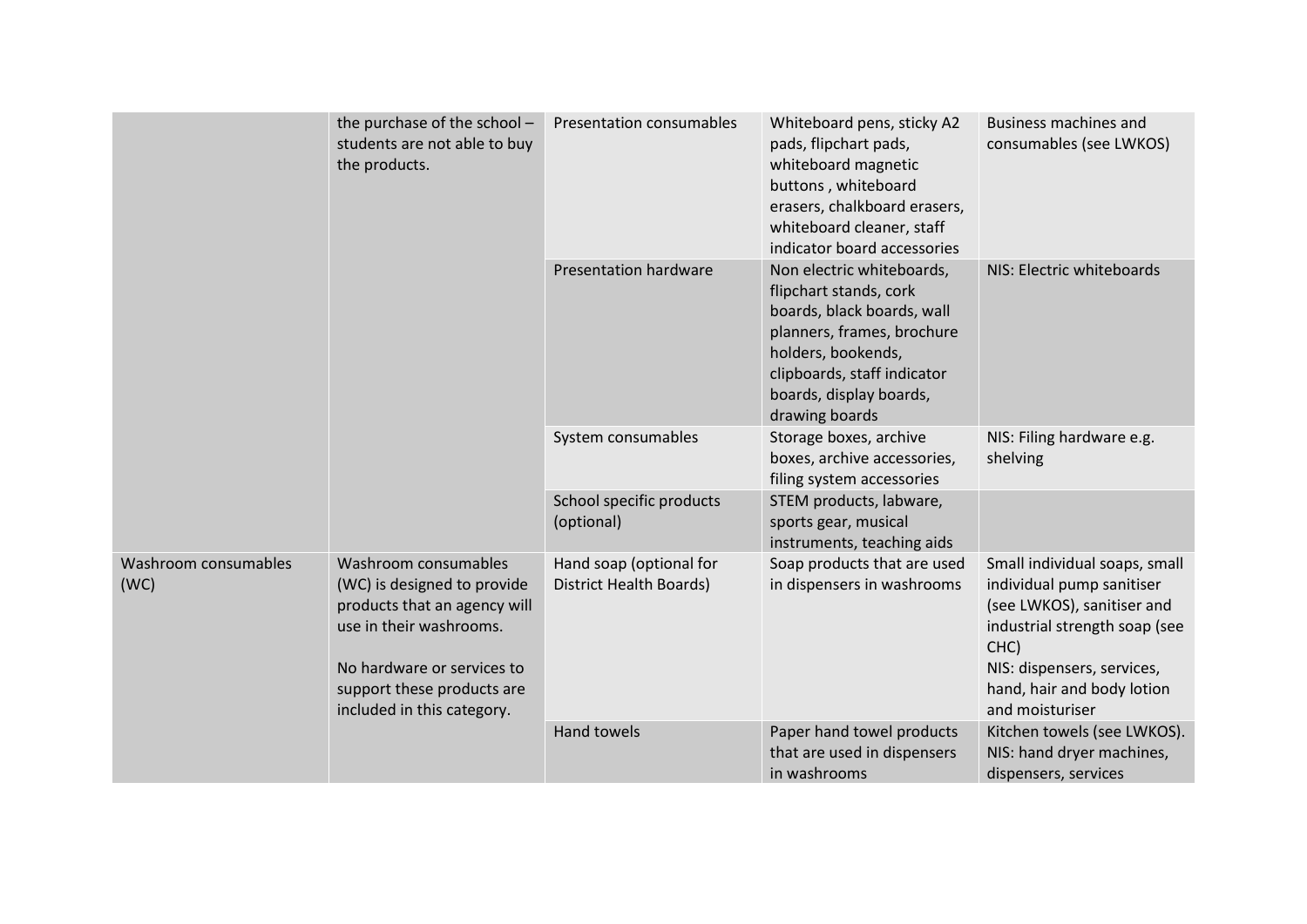|  |  |  |  |  |
|---|---|---|---|---|
|  | the purchase of the school – students are not able to buy the products. | Presentation consumables | Whiteboard pens, sticky A2 pads, flipchart pads, whiteboard magnetic buttons , whiteboard erasers, chalkboard erasers, whiteboard cleaner, staff indicator board accessories | Business machines and consumables (see LWKOS) |
|  |  | Presentation hardware | Non electric whiteboards, flipchart stands, cork boards, black boards, wall planners, frames, brochure holders, bookends, clipboards, staff indicator boards, display boards, drawing boards | NIS: Electric whiteboards |
|  |  | System consumables | Storage boxes, archive boxes, archive accessories, filing system accessories | NIS: Filing hardware e.g. shelving |
|  |  | School specific products (optional) | STEM products, labware, sports gear, musical instruments, teaching aids |  |
| Washroom consumables (WC) | Washroom consumables (WC) is designed to provide products that an agency will use in their washrooms.<br><br>No hardware or services to support these products are included in this category. | Hand soap (optional for District Health Boards) | Soap products that are used in dispensers in washrooms | Small individual soaps, small individual pump sanitiser (see LWKOS), sanitiser and industrial strength soap (see CHC)<br>NIS: dispensers, services, hand, hair and body lotion and moisturiser |
|  |  | Hand towels | Paper hand towel products that are used in dispensers in washrooms | Kitchen towels (see LWKOS).<br>NIS: hand dryer machines, dispensers, services |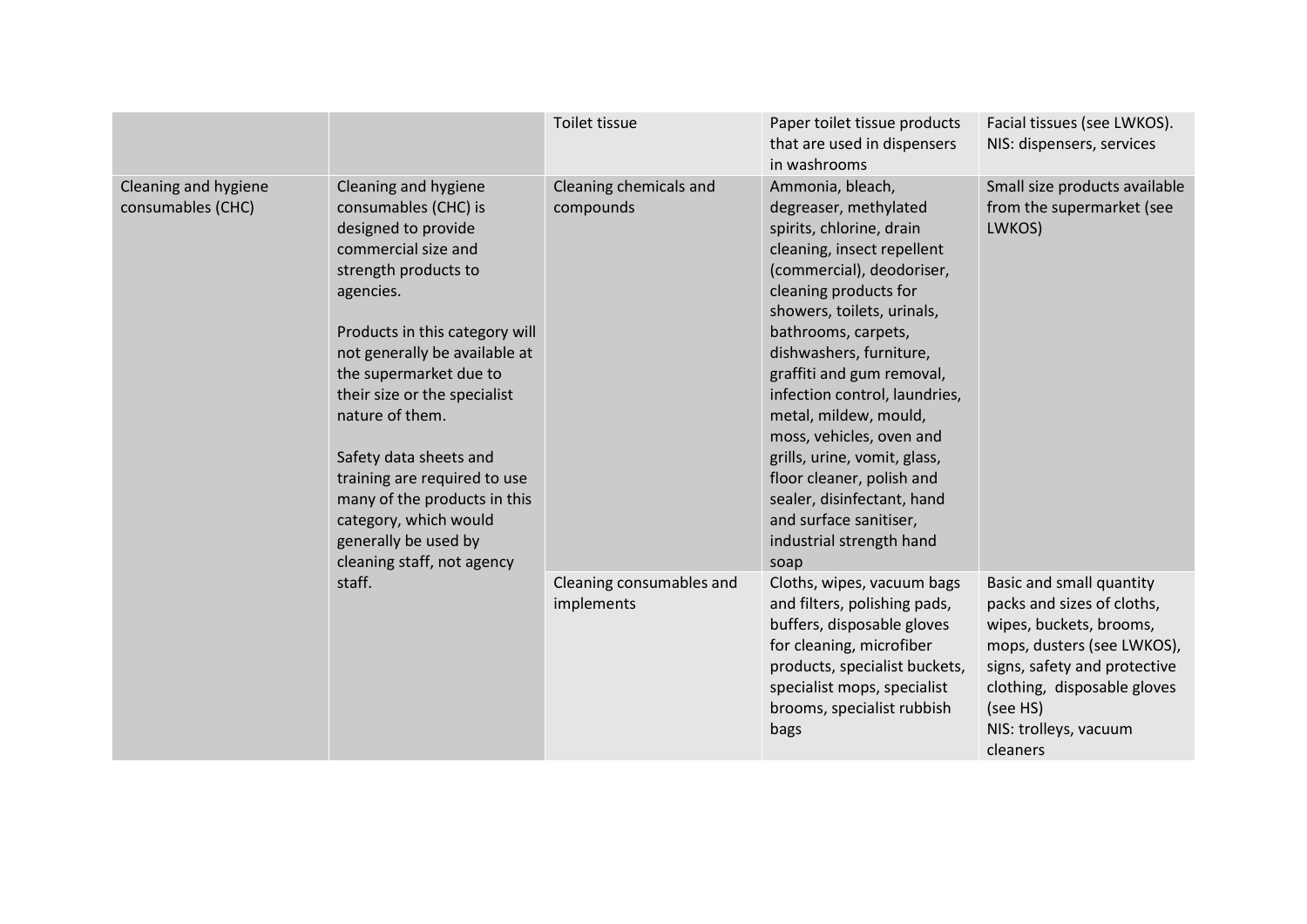| | | | | |
|---|---|---|---|---|
| | | Toilet tissue | Paper toilet tissue products that are used in dispensers in washrooms | Facial tissues (see LWKOS). NIS: dispensers, services |
| Cleaning and hygiene consumables (CHC) | Cleaning and hygiene consumables (CHC) is designed to provide commercial size and strength products to agencies.<br><br>Products in this category will not generally be available at the supermarket due to their size or the specialist nature of them.<br><br>Safety data sheets and training are required to use many of the products in this category, which would generally be used by cleaning staff, not agency staff. | Cleaning chemicals and compounds | Ammonia, bleach, degreaser, methylated spirits, chlorine, drain cleaning, insect repellent (commercial), deodoriser, cleaning products for showers, toilets, urinals, bathrooms, carpets, dishwashers, furniture, graffiti and gum removal, infection control, laundries, metal, mildew, mould, moss, vehicles, oven and grills, urine, vomit, glass, floor cleaner, polish and sealer, disinfectant, hand and surface sanitiser, industrial strength hand soap | Small size products available from the supermarket (see LWKOS) |
| | | Cleaning consumables and implements | Cloths, wipes, vacuum bags and filters, polishing pads, buffers, disposable gloves for cleaning, microfiber products, specialist buckets, specialist mops, specialist brooms, specialist rubbish bags | Basic and small quantity packs and sizes of cloths, wipes, buckets, brooms, mops, dusters (see LWKOS), signs, safety and protective clothing, disposable gloves (see HS)<br>NIS: trolleys, vacuum cleaners |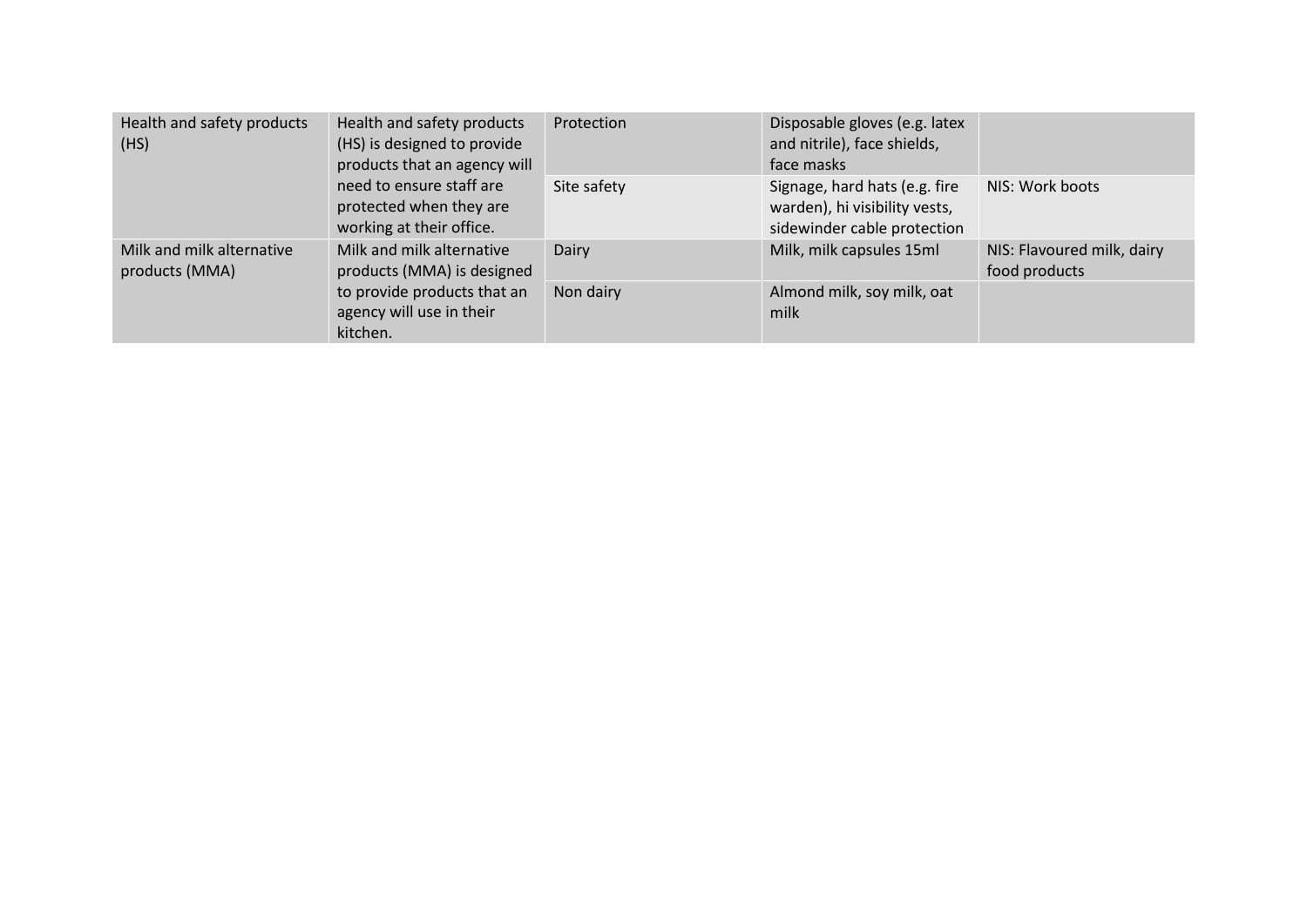| | | | | |
|---|---|---|---|---|
| Health and safety products (HS) | Health and safety products (HS) is designed to provide products that an agency will need to ensure staff are protected when they are working at their office. | Protection | Disposable gloves (e.g. latex and nitrile), face shields, face masks | |
| | | Site safety | Signage, hard hats (e.g. fire warden), hi visibility vests, sidewinder cable protection | NIS: Work boots |
| Milk and milk alternative products (MMA) | Milk and milk alternative products (MMA) is designed to provide products that an agency will use in their kitchen. | Dairy | Milk, milk capsules 15ml | NIS: Flavoured milk, dairy food products |
| | | Non dairy | Almond milk, soy milk, oat milk | |